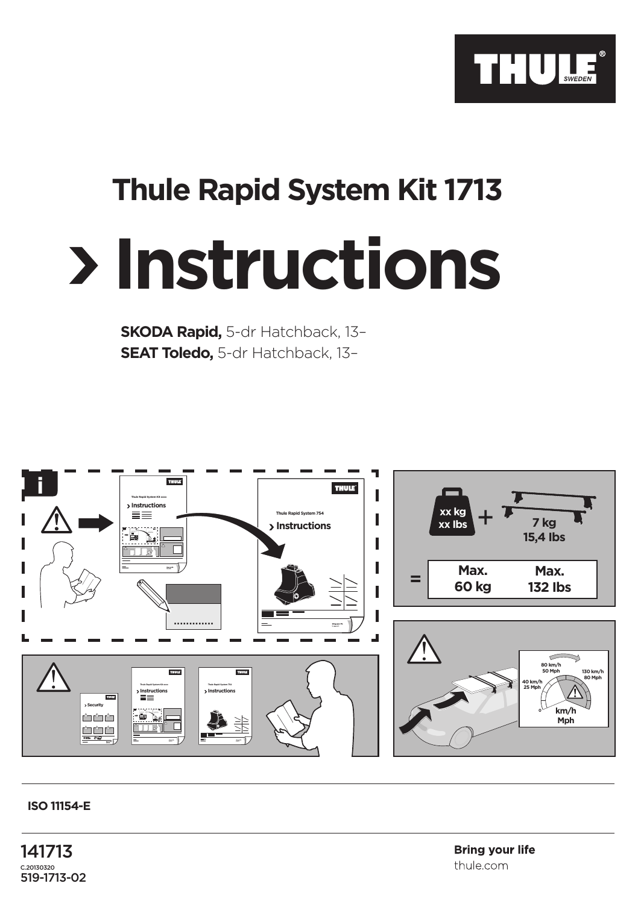THULE SWEDEN

# Thule Rapid System Kit 1713

# Instructions

**SKODA Rapid,** 5-dr Hatchback, 13–
**SEAT Toledo,** 5-dr Hatchback, 13–

xx kg
xx lbs
+
7 kg
15,4 lbs
=

| Max. 60 kg | Max. 132 lbs |
|---|---|

80 km/h
50 Mph
130 km/h
80 Mph
40 km/h
25 Mph
0
km/h
Mph

**ISO 11154-E**

141713
C.20130320
519-1713-02

**Bring your life**
thule.com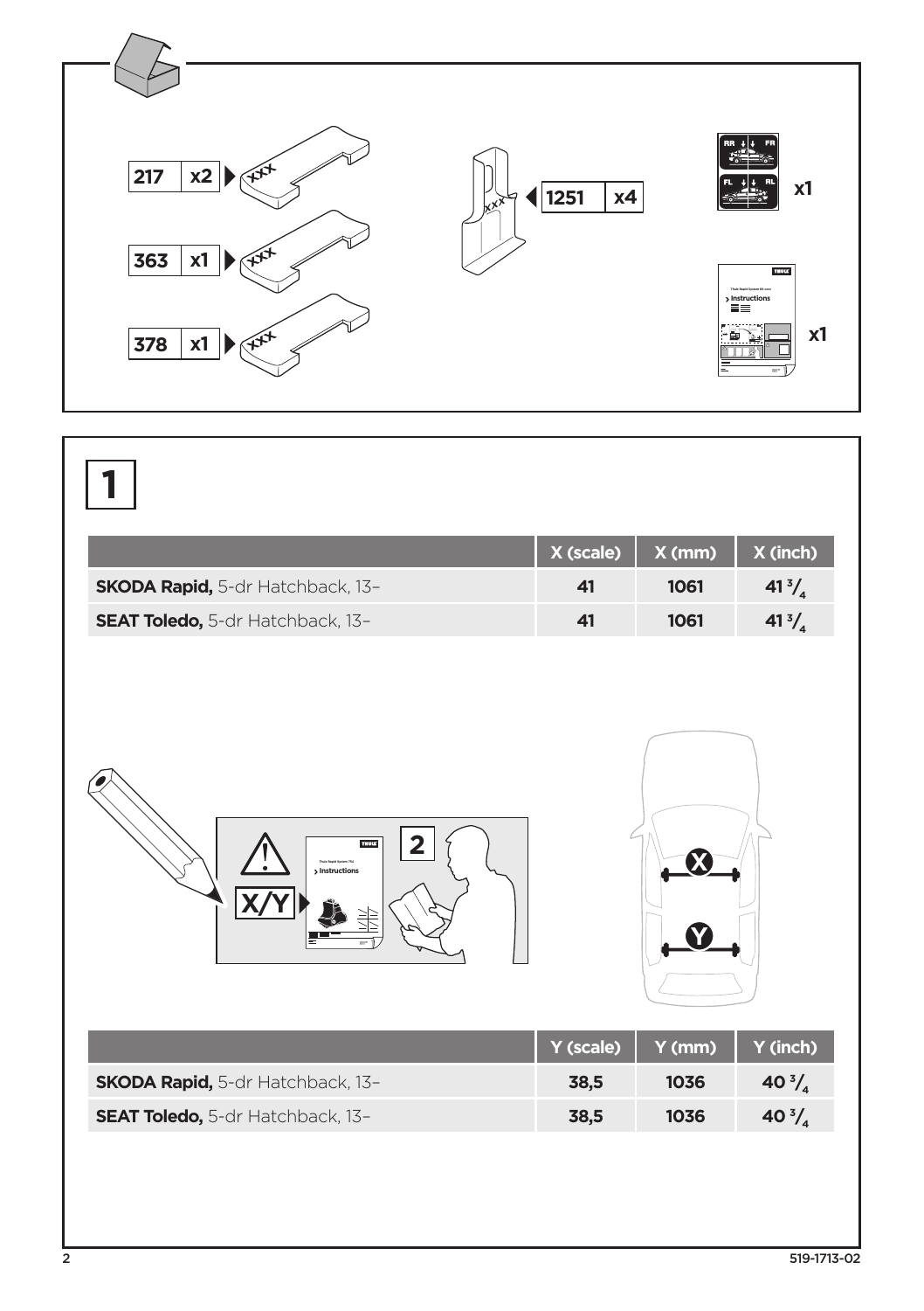| 217 | x2 |
|---|---|
| 363 | x1 |
| 378 | x1 |

| 1251 | x4 |
|---|---|

x1

x1

# 1

| | X (scale) | X (mm) | X (inch) |
|---|---|---|---|
| **SKODA Rapid,** 5-dr Hatchback, 13– | 41 | 1061 | 41 $^{3}/_{4}$ |
| **SEAT Toledo,** 5-dr Hatchback, 13– | 41 | 1061 | 41 $^{3}/_{4}$ |

X/Y

2

| | Y (scale) | Y (mm) | Y (inch) |
|---|---|---|---|
| **SKODA Rapid,** 5-dr Hatchback, 13– | 38,5 | 1036 | 40 $^{3}/_{4}$ |
| **SEAT Toledo,** 5-dr Hatchback, 13– | 38,5 | 1036 | 40 $^{3}/_{4}$ |

519-1713-02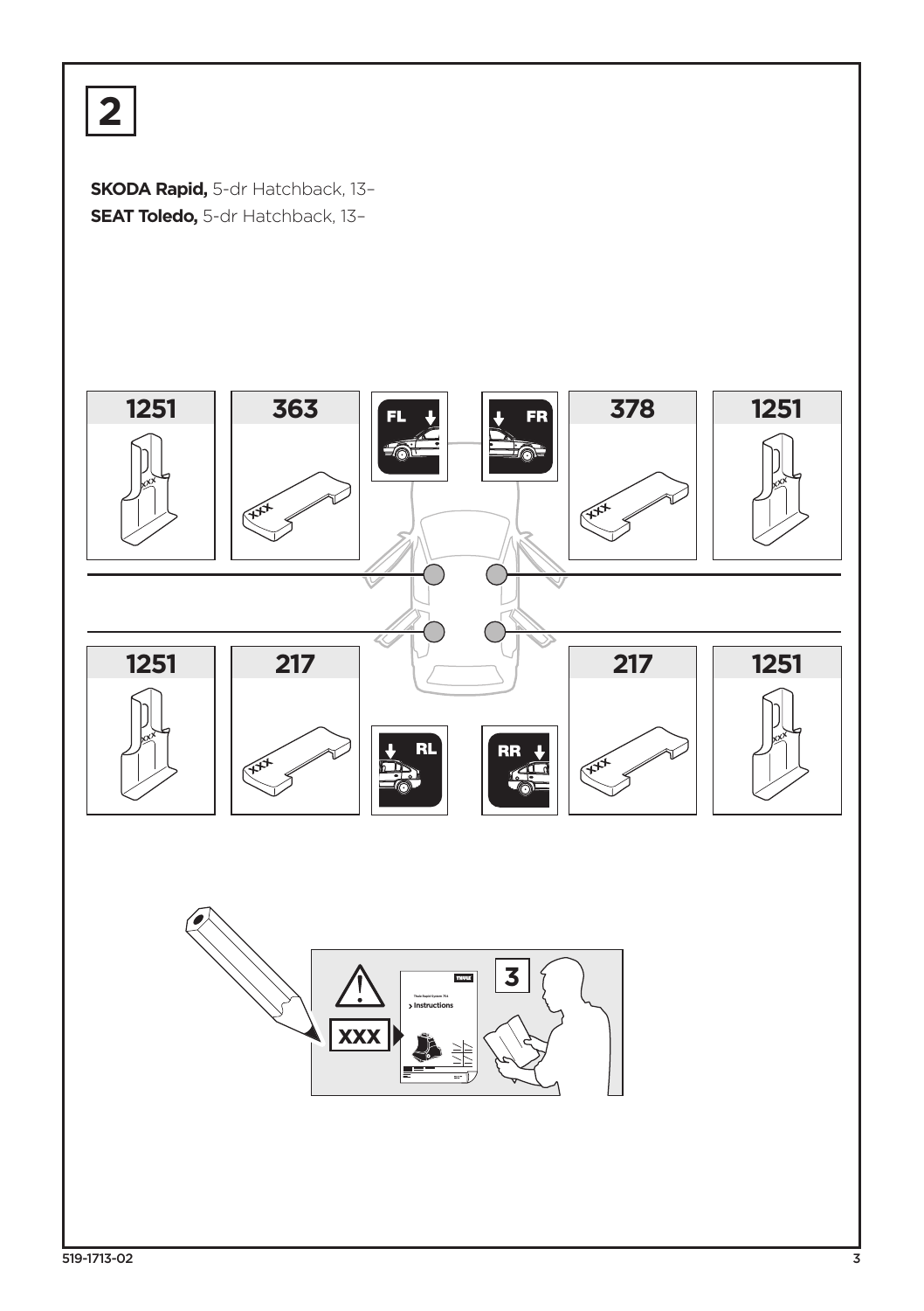# 2

**SKODA Rapid,** 5-dr Hatchback, 13–
**SEAT Toledo,** 5-dr Hatchback, 13–

| | | | | | |
|---|---|---|---|---|---|
| 1251 | 363 | FL | FR | 378 | 1251 |
| 1251 | 217 | RL | RR | 217 | 1251 |

XXX

3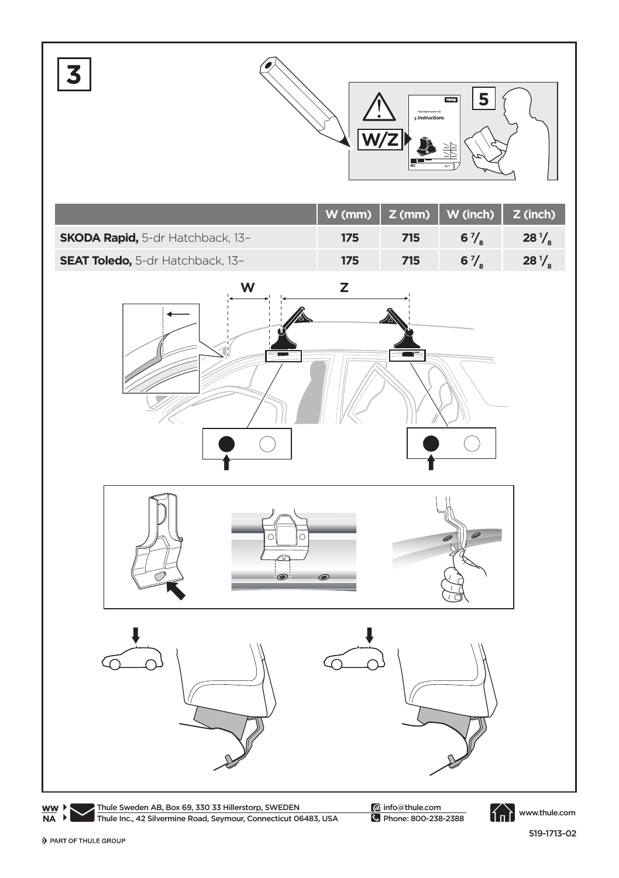# 3

5

W/Z

| | W (mm) | Z (mm) | W (inch) | Z (inch) |
|---|---|---|---|---|
| **SKODA Rapid,** 5-dr Hatchback, 13– | 175 | 715 | 6 7/8 | 28 1/8 |
| **SEAT Toledo,** 5-dr Hatchback, 13– | 175 | 715 | 6 7/8 | 28 1/8 |

W

Z

WW Thule Sweden AB, Box 69, 330 33 Hillerstorp, SWEDEN

NA Thule Inc., 42 Silvermine Road, Seymour, Connecticut 06483, USA

info@thule.com

Phone: 800-238-2388

www.thule.com

519-1713-02

PART OF THULE GROUP